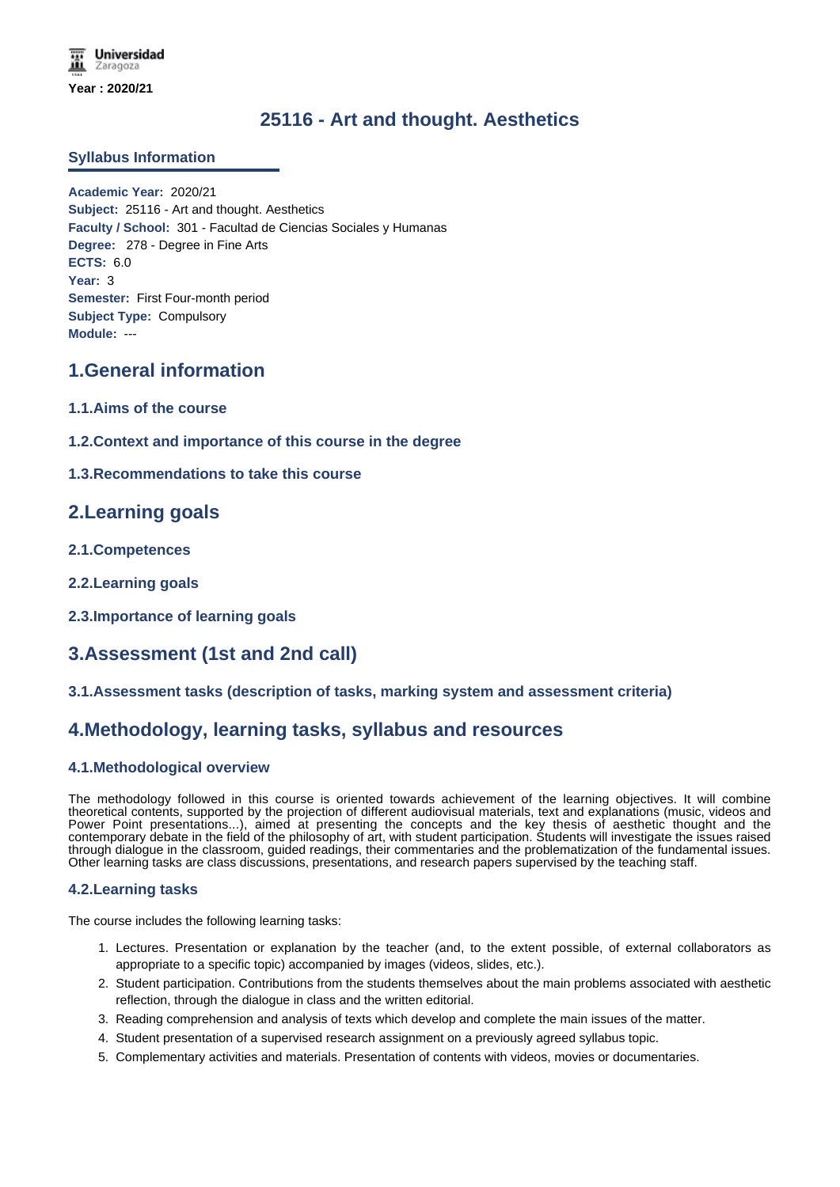Universidad Zaragoza

**Year : 2020/21**

# 25116 - Art and thought. Aesthetics

## Syllabus Information

**Academic Year:** 2020/21
**Subject:** 25116 - Art and thought. Aesthetics
**Faculty / School:** 301 - Facultad de Ciencias Sociales y Humanas
**Degree:** 278 - Degree in Fine Arts
**ECTS:** 6.0
**Year:** 3
**Semester:** First Four-month period
**Subject Type:** Compulsory
**Module:** ---

## 1.General information

### 1.1.Aims of the course

### 1.2.Context and importance of this course in the degree

### 1.3.Recommendations to take this course

## 2.Learning goals

### 2.1.Competences

### 2.2.Learning goals

### 2.3.Importance of learning goals

## 3.Assessment (1st and 2nd call)

### 3.1.Assessment tasks (description of tasks, marking system and assessment criteria)

## 4.Methodology, learning tasks, syllabus and resources

### 4.1.Methodological overview

The methodology followed in this course is oriented towards achievement of the learning objectives. It will combine theoretical contents, supported by the projection of different audiovisual materials, text and explanations (music, videos and Power Point presentations...), aimed at presenting the concepts and the key thesis of aesthetic thought and the contemporary debate in the field of the philosophy of art, with student participation. Students will investigate the issues raised through dialogue in the classroom, guided readings, their commentaries and the problematization of the fundamental issues. Other learning tasks are class discussions, presentations, and research papers supervised by the teaching staff.

### 4.2.Learning tasks

The course includes the following learning tasks:

1. Lectures. Presentation or explanation by the teacher (and, to the extent possible, of external collaborators as appropriate to a specific topic) accompanied by images (videos, slides, etc.).
2. Student participation. Contributions from the students themselves about the main problems associated with aesthetic reflection, through the dialogue in class and the written editorial.
3. Reading comprehension and analysis of texts which develop and complete the main issues of the matter.
4. Student presentation of a supervised research assignment on a previously agreed syllabus topic.
5. Complementary activities and materials. Presentation of contents with videos, movies or documentaries.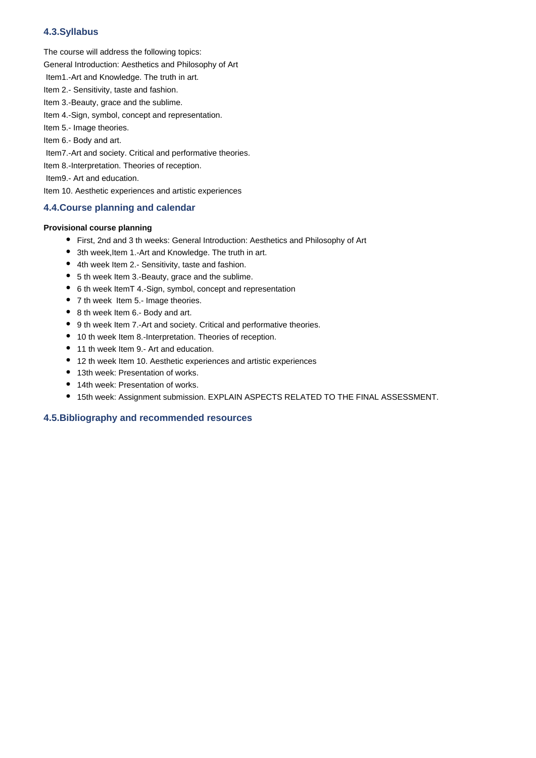## 4.3.Syllabus

The course will address the following topics:

General Introduction: Aesthetics and Philosophy of Art

Item1.-Art and Knowledge. The truth in art.

Item 2.- Sensitivity, taste and fashion.

Item 3.-Beauty, grace and the sublime.

Item 4.-Sign, symbol, concept and representation.

Item 5.- Image theories.

Item 6.- Body and art.

Item7.-Art and society. Critical and performative theories.

Item 8.-Interpretation. Theories of reception.

Item9.- Art and education.

Item 10. Aesthetic experiences and artistic experiences

## 4.4.Course planning and calendar

**Provisional course planning**

- First, 2nd and 3 th weeks: General Introduction: Aesthetics and Philosophy of Art
- 3th week,Item 1.-Art and Knowledge. The truth in art.
- 4th week Item 2.- Sensitivity, taste and fashion.
- 5 th week Item 3.-Beauty, grace and the sublime.
- 6 th week ItemT 4.-Sign, symbol, concept and representation
- 7 th week Item 5.- Image theories.
- 8 th week Item 6.- Body and art.
- 9 th week Item 7.-Art and society. Critical and performative theories.
- 10 th week Item 8.-Interpretation. Theories of reception.
- 11 th week Item 9.- Art and education.
- 12 th week Item 10. Aesthetic experiences and artistic experiences
- 13th week: Presentation of works.
- 14th week: Presentation of works.
- 15th week: Assignment submission. EXPLAIN ASPECTS RELATED TO THE FINAL ASSESSMENT.

## 4.5.Bibliography and recommended resources